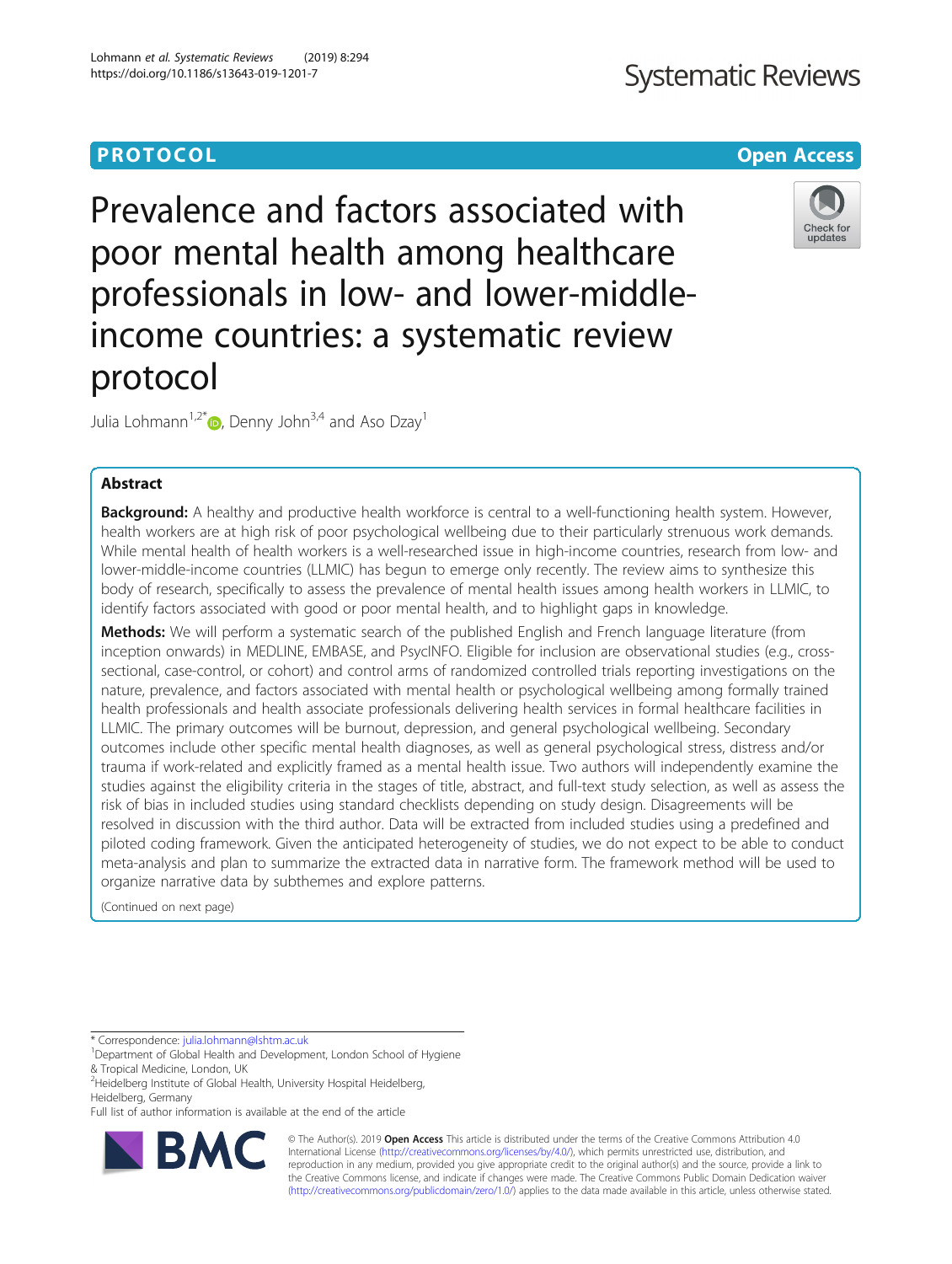**PROTOCOL** **Open Access**

# Prevalence and factors associated with poor mental health among healthcare professionals in low- and lower-middle-income countries: a systematic review protocol

Julia Lohmann[1,2*], Denny John[3,4] and Aso Dzay[1]

## Abstract

**Background:** A healthy and productive health workforce is central to a well-functioning health system. However, health workers are at high risk of poor psychological wellbeing due to their particularly strenuous work demands. While mental health of health workers is a well-researched issue in high-income countries, research from low- and lower-middle-income countries (LLMIC) has begun to emerge only recently. The review aims to synthesize this body of research, specifically to assess the prevalence of mental health issues among health workers in LLMIC, to identify factors associated with good or poor mental health, and to highlight gaps in knowledge.

**Methods:** We will perform a systematic search of the published English and French language literature (from inception onwards) in MEDLINE, EMBASE, and PsycINFO. Eligible for inclusion are observational studies (e.g., cross-sectional, case-control, or cohort) and control arms of randomized controlled trials reporting investigations on the nature, prevalence, and factors associated with mental health or psychological wellbeing among formally trained health professionals and health associate professionals delivering health services in formal healthcare facilities in LLMIC. The primary outcomes will be burnout, depression, and general psychological wellbeing. Secondary outcomes include other specific mental health diagnoses, as well as general psychological stress, distress and/or trauma if work-related and explicitly framed as a mental health issue. Two authors will independently examine the studies against the eligibility criteria in the stages of title, abstract, and full-text study selection, as well as assess the risk of bias in included studies using standard checklists depending on study design. Disagreements will be resolved in discussion with the third author. Data will be extracted from included studies using a predefined and piloted coding framework. Given the anticipated heterogeneity of studies, we do not expect to be able to conduct meta-analysis and plan to summarize the extracted data in narrative form. The framework method will be used to organize narrative data by subthemes and explore patterns.

(Continued on next page)

* Correspondence: julia.lohmann@lshtm.ac.uk
[1]Department of Global Health and Development, London School of Hygiene & Tropical Medicine, London, UK
[2]Heidelberg Institute of Global Health, University Hospital Heidelberg, Heidelberg, Germany
Full list of author information is available at the end of the article

© The Author(s). 2019 **Open Access** This article is distributed under the terms of the Creative Commons Attribution 4.0 International License (http://creativecommons.org/licenses/by/4.0/), which permits unrestricted use, distribution, and reproduction in any medium, provided you give appropriate credit to the original author(s) and the source, provide a link to the Creative Commons license, and indicate if changes were made. The Creative Commons Public Domain Dedication waiver (http://creativecommons.org/publicdomain/zero/1.0/) applies to the data made available in this article, unless otherwise stated.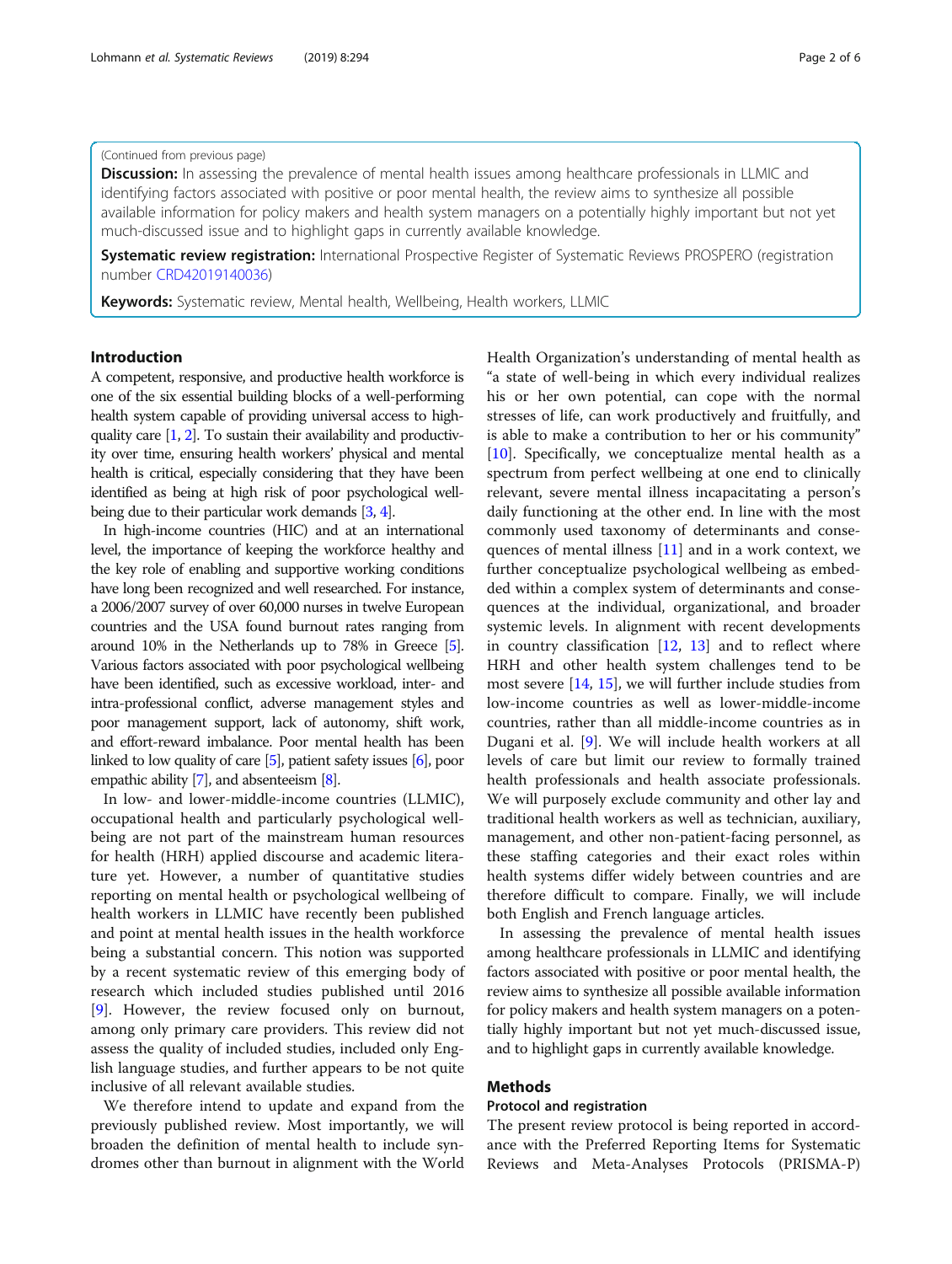(Continued from previous page)

**Discussion:** In assessing the prevalence of mental health issues among healthcare professionals in LLMIC and identifying factors associated with positive or poor mental health, the review aims to synthesize all possible available information for policy makers and health system managers on a potentially highly important but not yet much-discussed issue and to highlight gaps in currently available knowledge.

**Systematic review registration:** International Prospective Register of Systematic Reviews PROSPERO (registration number CRD42019140036)

**Keywords:** Systematic review, Mental health, Wellbeing, Health workers, LLMIC

## Introduction

A competent, responsive, and productive health workforce is one of the six essential building blocks of a well-performing health system capable of providing universal access to high-quality care [1, 2]. To sustain their availability and productivity over time, ensuring health workers' physical and mental health is critical, especially considering that they have been identified as being at high risk of poor psychological wellbeing due to their particular work demands [3, 4].

In high-income countries (HIC) and at an international level, the importance of keeping the workforce healthy and the key role of enabling and supportive working conditions have long been recognized and well researched. For instance, a 2006/2007 survey of over 60,000 nurses in twelve European countries and the USA found burnout rates ranging from around 10% in the Netherlands up to 78% in Greece [5]. Various factors associated with poor psychological wellbeing have been identified, such as excessive workload, inter- and intra-professional conflict, adverse management styles and poor management support, lack of autonomy, shift work, and effort-reward imbalance. Poor mental health has been linked to low quality of care [5], patient safety issues [6], poor empathic ability [7], and absenteeism [8].

In low- and lower-middle-income countries (LLMIC), occupational health and particularly psychological wellbeing are not part of the mainstream human resources for health (HRH) applied discourse and academic literature yet. However, a number of quantitative studies reporting on mental health or psychological wellbeing of health workers in LLMIC have recently been published and point at mental health issues in the health workforce being a substantial concern. This notion was supported by a recent systematic review of this emerging body of research which included studies published until 2016 [9]. However, the review focused only on burnout, among only primary care providers. This review did not assess the quality of included studies, included only English language studies, and further appears to be not quite inclusive of all relevant available studies.

We therefore intend to update and expand from the previously published review. Most importantly, we will broaden the definition of mental health to include syndromes other than burnout in alignment with the World Health Organization's understanding of mental health as "a state of well-being in which every individual realizes his or her own potential, can cope with the normal stresses of life, can work productively and fruitfully, and is able to make a contribution to her or his community" [10]. Specifically, we conceptualize mental health as a spectrum from perfect wellbeing at one end to clinically relevant, severe mental illness incapacitating a person's daily functioning at the other end. In line with the most commonly used taxonomy of determinants and consequences of mental illness [11] and in a work context, we further conceptualize psychological wellbeing as embedded within a complex system of determinants and consequences at the individual, organizational, and broader systemic levels. In alignment with recent developments in country classification [12, 13] and to reflect where HRH and other health system challenges tend to be most severe [14, 15], we will further include studies from low-income countries as well as lower-middle-income countries, rather than all middle-income countries as in Dugani et al. [9]. We will include health workers at all levels of care but limit our review to formally trained health professionals and health associate professionals. We will purposely exclude community and other lay and traditional health workers as well as technician, auxiliary, management, and other non-patient-facing personnel, as these staffing categories and their exact roles within health systems differ widely between countries and are therefore difficult to compare. Finally, we will include both English and French language articles.

In assessing the prevalence of mental health issues among healthcare professionals in LLMIC and identifying factors associated with positive or poor mental health, the review aims to synthesize all possible available information for policy makers and health system managers on a potentially highly important but not yet much-discussed issue, and to highlight gaps in currently available knowledge.

## Methods

### Protocol and registration

The present review protocol is being reported in accordance with the Preferred Reporting Items for Systematic Reviews and Meta-Analyses Protocols (PRISMA-P)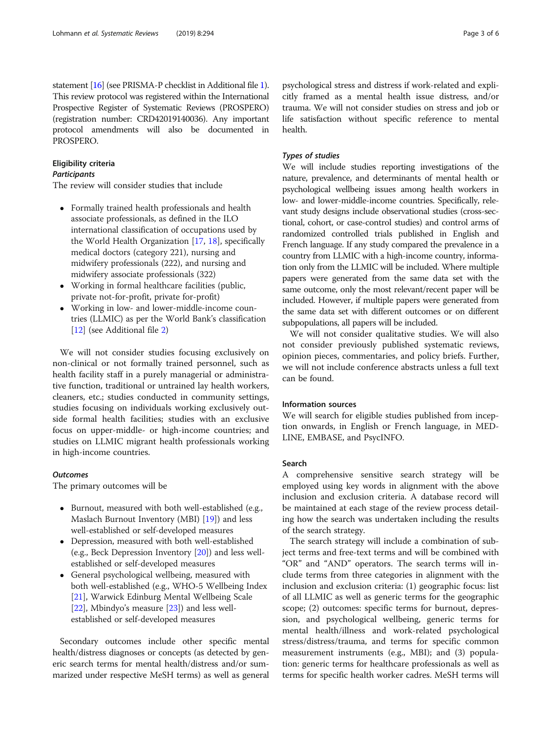statement [16] (see PRISMA-P checklist in Additional file 1). This review protocol was registered within the International Prospective Register of Systematic Reviews (PROSPERO) (registration number: CRD42019140036). Any important protocol amendments will also be documented in PROSPERO.

## Eligibility criteria

### *Participants*

The review will consider studies that include

- Formally trained health professionals and health associate professionals, as defined in the ILO international classification of occupations used by the World Health Organization [17, 18], specifically medical doctors (category 221), nursing and midwifery professionals (222), and nursing and midwifery associate professionals (322)
- Working in formal healthcare facilities (public, private not-for-profit, private for-profit)
- Working in low- and lower-middle-income countries (LLMIC) as per the World Bank's classification [12] (see Additional file 2)

We will not consider studies focusing exclusively on non-clinical or not formally trained personnel, such as health facility staff in a purely managerial or administrative function, traditional or untrained lay health workers, cleaners, etc.; studies conducted in community settings, studies focusing on individuals working exclusively outside formal health facilities; studies with an exclusive focus on upper-middle- or high-income countries; and studies on LLMIC migrant health professionals working in high-income countries.

### *Outcomes*

The primary outcomes will be

- Burnout, measured with both well-established (e.g., Maslach Burnout Inventory (MBI) [19]) and less well-established or self-developed measures
- Depression, measured with both well-established (e.g., Beck Depression Inventory [20]) and less well-established or self-developed measures
- General psychological wellbeing, measured with both well-established (e.g., WHO-5 Wellbeing Index [21], Warwick Edinburg Mental Wellbeing Scale [22], Mbindyo's measure [23]) and less well-established or self-developed measures

Secondary outcomes include other specific mental health/distress diagnoses or concepts (as detected by generic search terms for mental health/distress and/or summarized under respective MeSH terms) as well as general psychological stress and distress if work-related and explicitly framed as a mental health issue distress, and/or trauma. We will not consider studies on stress and job or life satisfaction without specific reference to mental health.

### *Types of studies*

We will include studies reporting investigations of the nature, prevalence, and determinants of mental health or psychological wellbeing issues among health workers in low- and lower-middle-income countries. Specifically, relevant study designs include observational studies (cross-sectional, cohort, or case-control studies) and control arms of randomized controlled trials published in English and French language. If any study compared the prevalence in a country from LLMIC with a high-income country, information only from the LLMIC will be included. Where multiple papers were generated from the same data set with the same outcome, only the most relevant/recent paper will be included. However, if multiple papers were generated from the same data set with different outcomes or on different subpopulations, all papers will be included.

We will not consider qualitative studies. We will also not consider previously published systematic reviews, opinion pieces, commentaries, and policy briefs. Further, we will not include conference abstracts unless a full text can be found.

## Information sources

We will search for eligible studies published from inception onwards, in English or French language, in MEDLINE, EMBASE, and PsycINFO.

## Search

A comprehensive sensitive search strategy will be employed using key words in alignment with the above inclusion and exclusion criteria. A database record will be maintained at each stage of the review process detailing how the search was undertaken including the results of the search strategy.

The search strategy will include a combination of subject terms and free-text terms and will be combined with "OR" and "AND" operators. The search terms will include terms from three categories in alignment with the inclusion and exclusion criteria: (1) geographic focus: list of all LLMIC as well as generic terms for the geographic scope; (2) outcomes: specific terms for burnout, depression, and psychological wellbeing, generic terms for mental health/illness and work-related psychological stress/distress/trauma, and terms for specific common measurement instruments (e.g., MBI); and (3) population: generic terms for healthcare professionals as well as terms for specific health worker cadres. MeSH terms will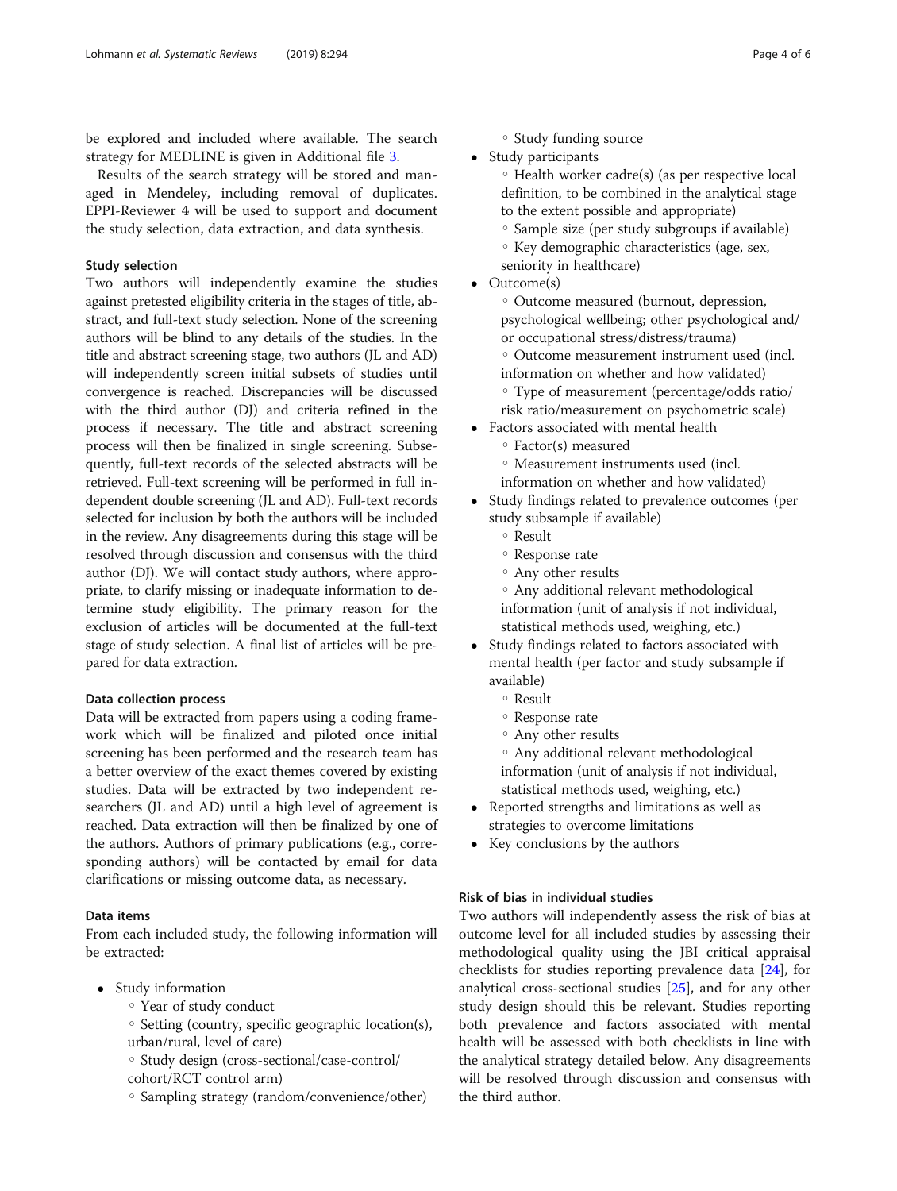be explored and included where available. The search strategy for MEDLINE is given in Additional file 3.

Results of the search strategy will be stored and managed in Mendeley, including removal of duplicates. EPPI-Reviewer 4 will be used to support and document the study selection, data extraction, and data synthesis.

### Study selection

Two authors will independently examine the studies against pretested eligibility criteria in the stages of title, abstract, and full-text study selection. None of the screening authors will be blind to any details of the studies. In the title and abstract screening stage, two authors (JL and AD) will independently screen initial subsets of studies until convergence is reached. Discrepancies will be discussed with the third author (DJ) and criteria refined in the process if necessary. The title and abstract screening process will then be finalized in single screening. Subsequently, full-text records of the selected abstracts will be retrieved. Full-text screening will be performed in full independent double screening (JL and AD). Full-text records selected for inclusion by both the authors will be included in the review. Any disagreements during this stage will be resolved through discussion and consensus with the third author (DJ). We will contact study authors, where appropriate, to clarify missing or inadequate information to determine study eligibility. The primary reason for the exclusion of articles will be documented at the full-text stage of study selection. A final list of articles will be prepared for data extraction.

### Data collection process

Data will be extracted from papers using a coding framework which will be finalized and piloted once initial screening has been performed and the research team has a better overview of the exact themes covered by existing studies. Data will be extracted by two independent researchers (JL and AD) until a high level of agreement is reached. Data extraction will then be finalized by one of the authors. Authors of primary publications (e.g., corresponding authors) will be contacted by email for data clarifications or missing outcome data, as necessary.

### Data items

From each included study, the following information will be extracted:

- Study information
  - Year of study conduct
  - Setting (country, specific geographic location(s), urban/rural, level of care)
  - Study design (cross-sectional/case-control/cohort/RCT control arm)
  - Sampling strategy (random/convenience/other)
  - Study funding source
- Study participants
  - Health worker cadre(s) (as per respective local definition, to be combined in the analytical stage to the extent possible and appropriate)
  - Sample size (per study subgroups if available)
  - Key demographic characteristics (age, sex, seniority in healthcare)
- Outcome(s)
  - Outcome measured (burnout, depression, psychological wellbeing; other psychological and/or occupational stress/distress/trauma)
  - Outcome measurement instrument used (incl. information on whether and how validated)
  - Type of measurement (percentage/odds ratio/risk ratio/measurement on psychometric scale)
- Factors associated with mental health
  - Factor(s) measured
  - Measurement instruments used (incl. information on whether and how validated)
- Study findings related to prevalence outcomes (per study subsample if available)
  - Result
  - Response rate
  - Any other results
  - Any additional relevant methodological information (unit of analysis if not individual, statistical methods used, weighing, etc.)
- Study findings related to factors associated with mental health (per factor and study subsample if available)
  - Result
  - Response rate
  - Any other results
  - Any additional relevant methodological information (unit of analysis if not individual, statistical methods used, weighing, etc.)
- Reported strengths and limitations as well as strategies to overcome limitations
- Key conclusions by the authors

### Risk of bias in individual studies

Two authors will independently assess the risk of bias at outcome level for all included studies by assessing their methodological quality using the JBI critical appraisal checklists for studies reporting prevalence data [24], for analytical cross-sectional studies [25], and for any other study design should this be relevant. Studies reporting both prevalence and factors associated with mental health will be assessed with both checklists in line with the analytical strategy detailed below. Any disagreements will be resolved through discussion and consensus with the third author.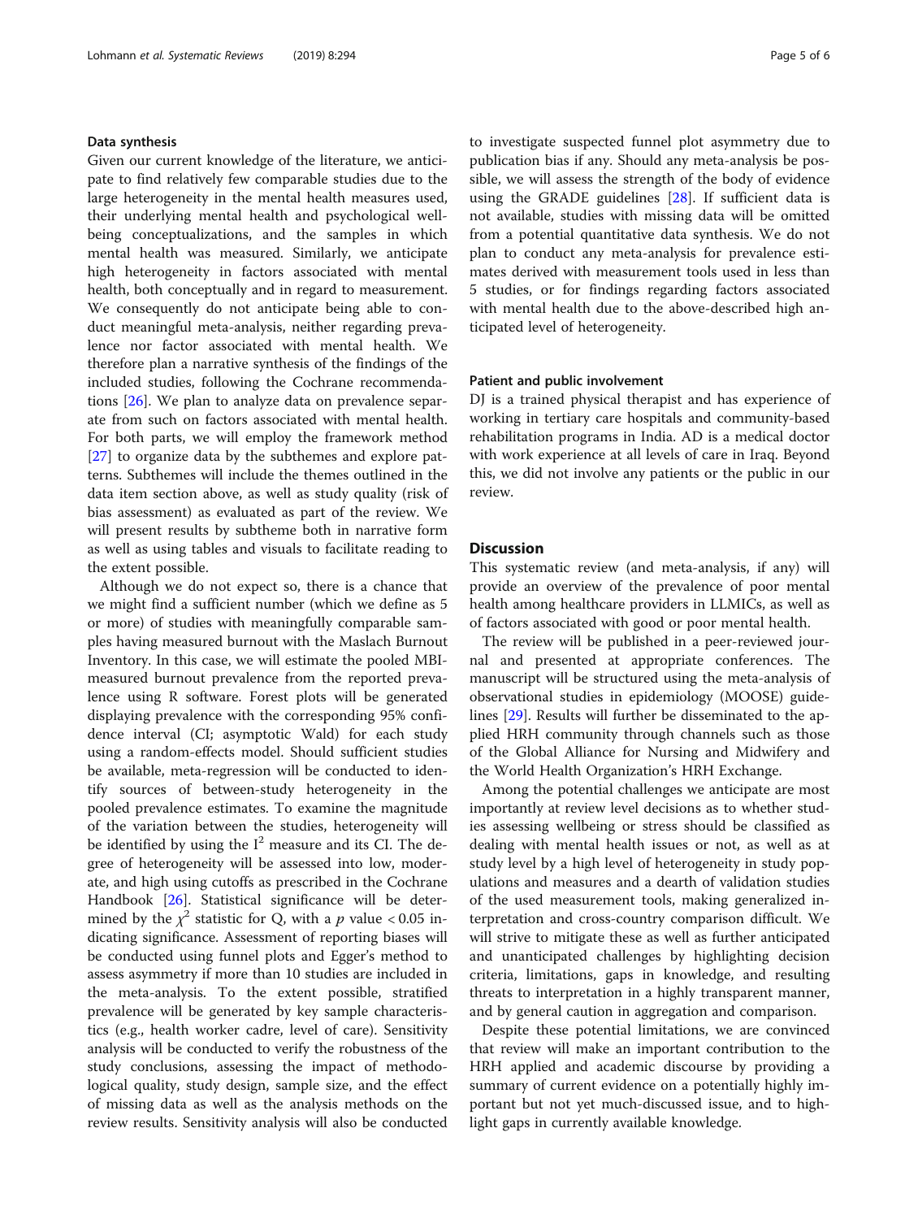### Data synthesis

Given our current knowledge of the literature, we anticipate to find relatively few comparable studies due to the large heterogeneity in the mental health measures used, their underlying mental health and psychological well-being conceptualizations, and the samples in which mental health was measured. Similarly, we anticipate high heterogeneity in factors associated with mental health, both conceptually and in regard to measurement. We consequently do not anticipate being able to conduct meaningful meta-analysis, neither regarding prevalence nor factor associated with mental health. We therefore plan a narrative synthesis of the findings of the included studies, following the Cochrane recommendations [26]. We plan to analyze data on prevalence separate from such on factors associated with mental health. For both parts, we will employ the framework method [27] to organize data by the subthemes and explore patterns. Subthemes will include the themes outlined in the data item section above, as well as study quality (risk of bias assessment) as evaluated as part of the review. We will present results by subtheme both in narrative form as well as using tables and visuals to facilitate reading to the extent possible.

Although we do not expect so, there is a chance that we might find a sufficient number (which we define as 5 or more) of studies with meaningfully comparable samples having measured burnout with the Maslach Burnout Inventory. In this case, we will estimate the pooled MBI-measured burnout prevalence from the reported prevalence using R software. Forest plots will be generated displaying prevalence with the corresponding 95% confidence interval (CI; asymptotic Wald) for each study using a random-effects model. Should sufficient studies be available, meta-regression will be conducted to identify sources of between-study heterogeneity in the pooled prevalence estimates. To examine the magnitude of the variation between the studies, heterogeneity will be identified by using the $I^2$ measure and its CI. The degree of heterogeneity will be assessed into low, moderate, and high using cutoffs as prescribed in the Cochrane Handbook [26]. Statistical significance will be determined by the $\chi^2$ statistic for Q, with a $p$ value $< 0.05$ indicating significance. Assessment of reporting biases will be conducted using funnel plots and Egger's method to assess asymmetry if more than 10 studies are included in the meta-analysis. To the extent possible, stratified prevalence will be generated by key sample characteristics (e.g., health worker cadre, level of care). Sensitivity analysis will be conducted to verify the robustness of the study conclusions, assessing the impact of methodological quality, study design, sample size, and the effect of missing data as well as the analysis methods on the review results. Sensitivity analysis will also be conducted to investigate suspected funnel plot asymmetry due to publication bias if any. Should any meta-analysis be possible, we will assess the strength of the body of evidence using the GRADE guidelines [28]. If sufficient data is not available, studies with missing data will be omitted from a potential quantitative data synthesis. We do not plan to conduct any meta-analysis for prevalence estimates derived with measurement tools used in less than 5 studies, or for findings regarding factors associated with mental health due to the above-described high anticipated level of heterogeneity.

### Patient and public involvement

DJ is a trained physical therapist and has experience of working in tertiary care hospitals and community-based rehabilitation programs in India. AD is a medical doctor with work experience at all levels of care in Iraq. Beyond this, we did not involve any patients or the public in our review.

## Discussion

This systematic review (and meta-analysis, if any) will provide an overview of the prevalence of poor mental health among healthcare providers in LLMICs, as well as of factors associated with good or poor mental health.

The review will be published in a peer-reviewed journal and presented at appropriate conferences. The manuscript will be structured using the meta-analysis of observational studies in epidemiology (MOOSE) guidelines [29]. Results will further be disseminated to the applied HRH community through channels such as those of the Global Alliance for Nursing and Midwifery and the World Health Organization's HRH Exchange.

Among the potential challenges we anticipate are most importantly at review level decisions as to whether studies assessing wellbeing or stress should be classified as dealing with mental health issues or not, as well as at study level by a high level of heterogeneity in study populations and measures and a dearth of validation studies of the used measurement tools, making generalized interpretation and cross-country comparison difficult. We will strive to mitigate these as well as further anticipated and unanticipated challenges by highlighting decision criteria, limitations, gaps in knowledge, and resulting threats to interpretation in a highly transparent manner, and by general caution in aggregation and comparison.

Despite these potential limitations, we are convinced that review will make an important contribution to the HRH applied and academic discourse by providing a summary of current evidence on a potentially highly important but not yet much-discussed issue, and to highlight gaps in currently available knowledge.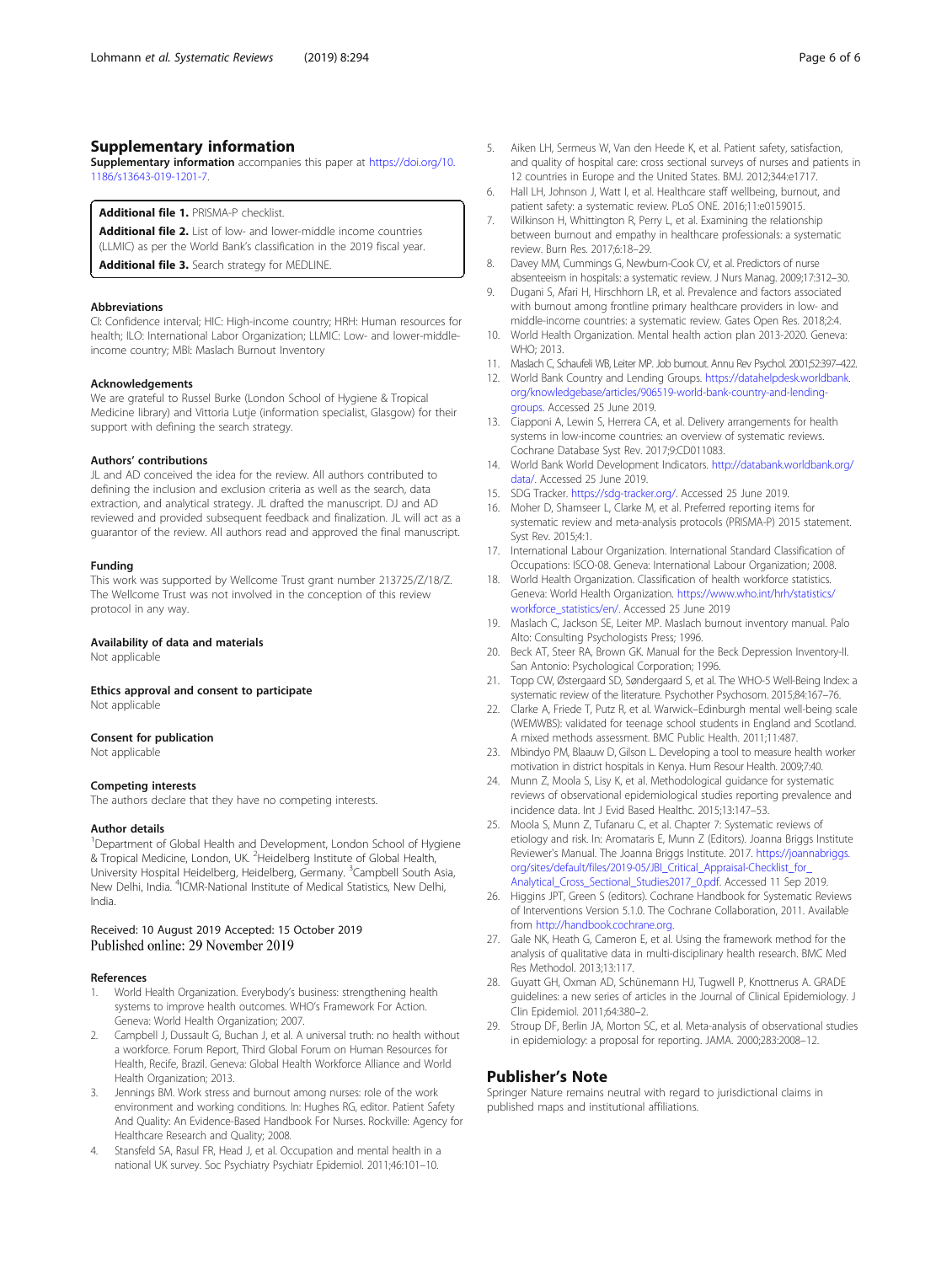## Supplementary information

**Supplementary information** accompanies this paper at https://doi.org/10.1186/s13643-019-1201-7.

**Additional file 1.** PRISMA-P checklist.

**Additional file 2.** List of low- and lower-middle income countries (LLMIC) as per the World Bank's classification in the 2019 fiscal year.

**Additional file 3.** Search strategy for MEDLINE.

### Abbreviations

CI: Confidence interval; HIC: High-income country; HRH: Human resources for health; ILO: International Labor Organization; LLMIC: Low- and lower-middle-income country; MBI: Maslach Burnout Inventory

### Acknowledgements

We are grateful to Russel Burke (London School of Hygiene & Tropical Medicine library) and Vittoria Lutje (information specialist, Glasgow) for their support with defining the search strategy.

### Authors' contributions

JL and AD conceived the idea for the review. All authors contributed to defining the inclusion and exclusion criteria as well as the search, data extraction, and analytical strategy. JL drafted the manuscript. DJ and AD reviewed and provided subsequent feedback and finalization. JL will act as a guarantor of the review. All authors read and approved the final manuscript.

### Funding

This work was supported by Wellcome Trust grant number 213725/Z/18/Z. The Wellcome Trust was not involved in the conception of this review protocol in any way.

### Availability of data and materials

Not applicable

### Ethics approval and consent to participate

Not applicable

### Consent for publication

Not applicable

### Competing interests

The authors declare that they have no competing interests.

### Author details

[1]Department of Global Health and Development, London School of Hygiene & Tropical Medicine, London, UK. [2]Heidelberg Institute of Global Health, University Hospital Heidelberg, Heidelberg, Germany. [3]Campbell South Asia, New Delhi, India. [4]ICMR-National Institute of Medical Statistics, New Delhi, India.

Received: 10 August 2019 Accepted: 15 October 2019
Published online: 29 November 2019

### References

1. World Health Organization. Everybody's business: strengthening health systems to improve health outcomes. WHO's Framework For Action. Geneva: World Health Organization; 2007.
2. Campbell J, Dussault G, Buchan J, et al. A universal truth: no health without a workforce. Forum Report, Third Global Forum on Human Resources for Health, Recife, Brazil. Geneva: Global Health Workforce Alliance and World Health Organization; 2013.
3. Jennings BM. Work stress and burnout among nurses: role of the work environment and working conditions. In: Hughes RG, editor. Patient Safety And Quality: An Evidence-Based Handbook For Nurses. Rockville: Agency for Healthcare Research and Quality; 2008.
4. Stansfeld SA, Rasul FR, Head J, et al. Occupation and mental health in a national UK survey. Soc Psychiatry Psychiatr Epidemiol. 2011;46:101–10.
5. Aiken LH, Sermeus W, Van den Heede K, et al. Patient safety, satisfaction, and quality of hospital care: cross sectional surveys of nurses and patients in 12 countries in Europe and the United States. BMJ. 2012;344:e1717.
6. Hall LH, Johnson J, Watt I, et al. Healthcare staff wellbeing, burnout, and patient safety: a systematic review. PLoS ONE. 2016;11:e0159015.
7. Wilkinson H, Whittington R, Perry L, et al. Examining the relationship between burnout and empathy in healthcare professionals: a systematic review. Burn Res. 2017;6:18–29.
8. Davey MM, Cummings G, Newburn-Cook CV, et al. Predictors of nurse absenteeism in hospitals: a systematic review. J Nurs Manag. 2009;17:312–30.
9. Dugani S, Afari H, Hirschhorn LR, et al. Prevalence and factors associated with burnout among frontline primary healthcare providers in low- and middle-income countries: a systematic review. Gates Open Res. 2018;2:4.
10. World Health Organization. Mental health action plan 2013-2020. Geneva: WHO; 2013.
11. Maslach C, Schaufeli WB, Leiter MP. Job burnout. Annu Rev Psychol. 2001;52:397–422.
12. World Bank Country and Lending Groups. https://datahelpdesk.worldbank.org/knowledgebase/articles/906519-world-bank-country-and-lending-groups. Accessed 25 June 2019.
13. Ciapponi A, Lewin S, Herrera CA, et al. Delivery arrangements for health systems in low-income countries: an overview of systematic reviews. Cochrane Database Syst Rev. 2017;9:CD011083.
14. World Bank World Development Indicators. http://databank.worldbank.org/data/. Accessed 25 June 2019.
15. SDG Tracker. https://sdg-tracker.org/. Accessed 25 June 2019.
16. Moher D, Shamseer L, Clarke M, et al. Preferred reporting items for systematic review and meta-analysis protocols (PRISMA-P) 2015 statement. Syst Rev. 2015;4:1.
17. International Labour Organization. International Standard Classification of Occupations: ISCO-08. Geneva: International Labour Organization; 2008.
18. World Health Organization. Classification of health workforce statistics. Geneva: World Health Organization. https://www.who.int/hrh/statistics/workforce_statistics/en/. Accessed 25 June 2019
19. Maslach C, Jackson SE, Leiter MP. Maslach burnout inventory manual. Palo Alto: Consulting Psychologists Press; 1996.
20. Beck AT, Steer RA, Brown GK. Manual for the Beck Depression Inventory-II. San Antonio: Psychological Corporation; 1996.
21. Topp CW, Østergaard SD, Søndergaard S, et al. The WHO-5 Well-Being Index: a systematic review of the literature. Psychother Psychosom. 2015;84:167–76.
22. Clarke A, Friede T, Putz R, et al. Warwick–Edinburgh mental well-being scale (WEMWBS): validated for teenage school students in England and Scotland. A mixed methods assessment. BMC Public Health. 2011;11:487.
23. Mbindyo PM, Blaauw D, Gilson L. Developing a tool to measure health worker motivation in district hospitals in Kenya. Hum Resour Health. 2009;7:40.
24. Munn Z, Moola S, Lisy K, et al. Methodological guidance for systematic reviews of observational epidemiological studies reporting prevalence and incidence data. Int J Evid Based Healthc. 2015;13:147–53.
25. Moola S, Munn Z, Tufanaru C, et al. Chapter 7: Systematic reviews of etiology and risk. In: Aromataris E, Munn Z (Editors). Joanna Briggs Institute Reviewer's Manual. The Joanna Briggs Institute. 2017. https://joannabriggs.org/sites/default/files/2019-05/JBI_Critical_Appraisal-Checklist_for_Analytical_Cross_Sectional_Studies2017_0.pdf. Accessed 11 Sep 2019.
26. Higgins JPT, Green S (editors). Cochrane Handbook for Systematic Reviews of Interventions Version 5.1.0. The Cochrane Collaboration, 2011. Available from http://handbook.cochrane.org.
27. Gale NK, Heath G, Cameron E, et al. Using the framework method for the analysis of qualitative data in multi-disciplinary health research. BMC Med Res Methodol. 2013;13:117.
28. Guyatt GH, Oxman AD, Schünemann HJ, Tugwell P, Knottnerus A. GRADE guidelines: a new series of articles in the Journal of Clinical Epidemiology. J Clin Epidemiol. 2011;64:380–2.
29. Stroup DF, Berlin JA, Morton SC, et al. Meta-analysis of observational studies in epidemiology: a proposal for reporting. JAMA. 2000;283:2008–12.

## Publisher's Note

Springer Nature remains neutral with regard to jurisdictional claims in published maps and institutional affiliations.